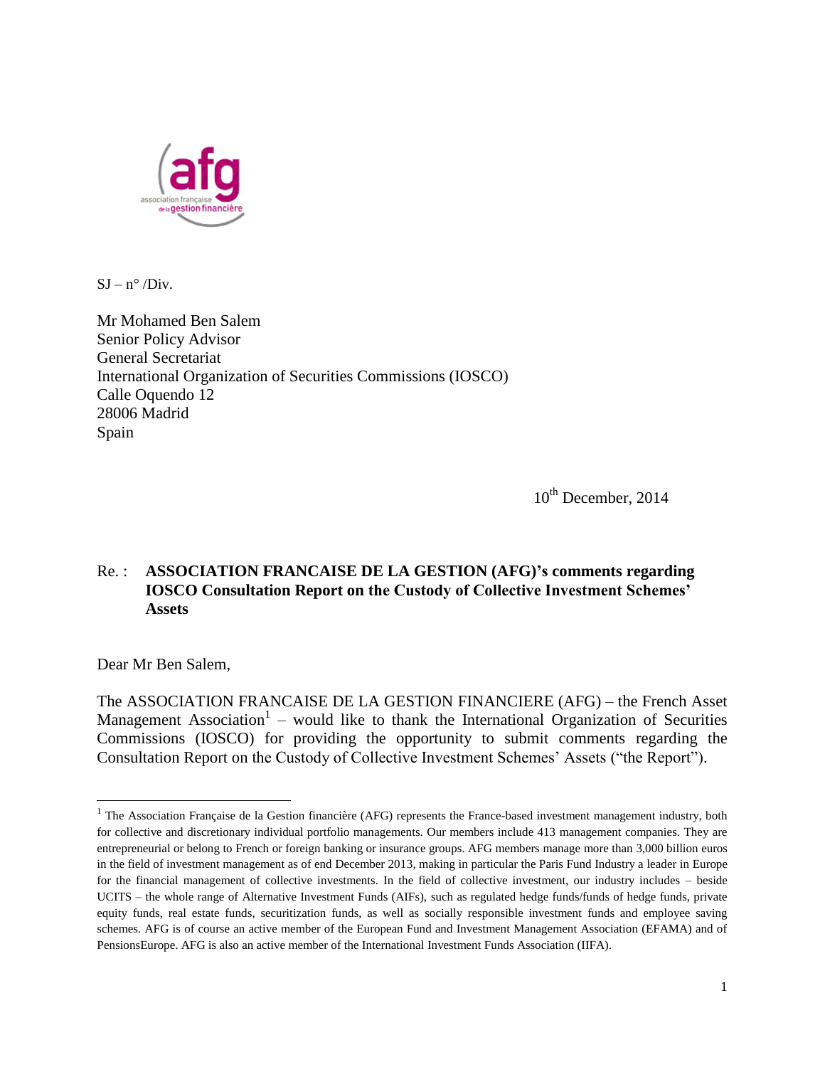SJ – n° /Div.

Mr Mohamed Ben Salem
Senior Policy Advisor
General Secretariat
International Organization of Securities Commissions (IOSCO)
Calle Oquendo 12
28006 Madrid
Spain

10th December, 2014

Re. : **ASSOCIATION FRANCAISE DE LA GESTION (AFG)'s comments regarding IOSCO Consultation Report on the Custody of Collective Investment Schemes' Assets**

Dear Mr Ben Salem,

The ASSOCIATION FRANCAISE DE LA GESTION FINANCIERE (AFG) – the French Asset Management Association[1] – would like to thank the International Organization of Securities Commissions (IOSCO) for providing the opportunity to submit comments regarding the Consultation Report on the Custody of Collective Investment Schemes' Assets ("the Report").

---

[1] The Association Française de la Gestion financière (AFG) represents the France-based investment management industry, both for collective and discretionary individual portfolio managements. Our members include 413 management companies. They are entrepreneurial or belong to French or foreign banking or insurance groups. AFG members manage more than 3,000 billion euros in the field of investment management as of end December 2013, making in particular the Paris Fund Industry a leader in Europe for the financial management of collective investments. In the field of collective investment, our industry includes – beside UCITS – the whole range of Alternative Investment Funds (AIFs), such as regulated hedge funds/funds of hedge funds, private equity funds, real estate funds, securitization funds, as well as socially responsible investment funds and employee saving schemes. AFG is of course an active member of the European Fund and Investment Management Association (EFAMA) and of PensionsEurope. AFG is also an active member of the International Investment Funds Association (IIFA).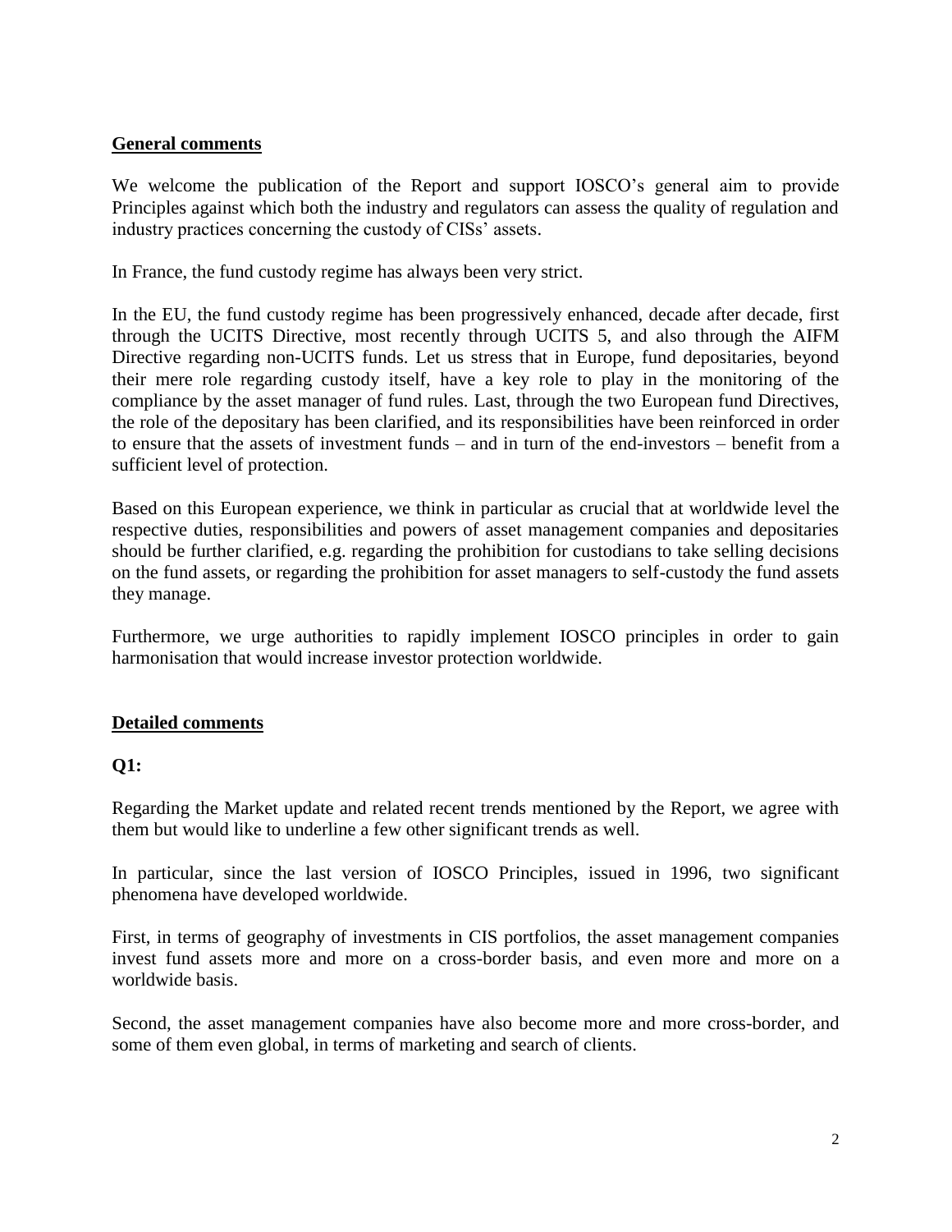## General comments

We welcome the publication of the Report and support IOSCO's general aim to provide Principles against which both the industry and regulators can assess the quality of regulation and industry practices concerning the custody of CISs' assets.

In France, the fund custody regime has always been very strict.

In the EU, the fund custody regime has been progressively enhanced, decade after decade, first through the UCITS Directive, most recently through UCITS 5, and also through the AIFM Directive regarding non-UCITS funds. Let us stress that in Europe, fund depositaries, beyond their mere role regarding custody itself, have a key role to play in the monitoring of the compliance by the asset manager of fund rules. Last, through the two European fund Directives, the role of the depositary has been clarified, and its responsibilities have been reinforced in order to ensure that the assets of investment funds – and in turn of the end-investors – benefit from a sufficient level of protection.

Based on this European experience, we think in particular as crucial that at worldwide level the respective duties, responsibilities and powers of asset management companies and depositaries should be further clarified, e.g. regarding the prohibition for custodians to take selling decisions on the fund assets, or regarding the prohibition for asset managers to self-custody the fund assets they manage.

Furthermore, we urge authorities to rapidly implement IOSCO principles in order to gain harmonisation that would increase investor protection worldwide.

## Detailed comments

### Q1:

Regarding the Market update and related recent trends mentioned by the Report, we agree with them but would like to underline a few other significant trends as well.

In particular, since the last version of IOSCO Principles, issued in 1996, two significant phenomena have developed worldwide.

First, in terms of geography of investments in CIS portfolios, the asset management companies invest fund assets more and more on a cross-border basis, and even more and more on a worldwide basis.

Second, the asset management companies have also become more and more cross-border, and some of them even global, in terms of marketing and search of clients.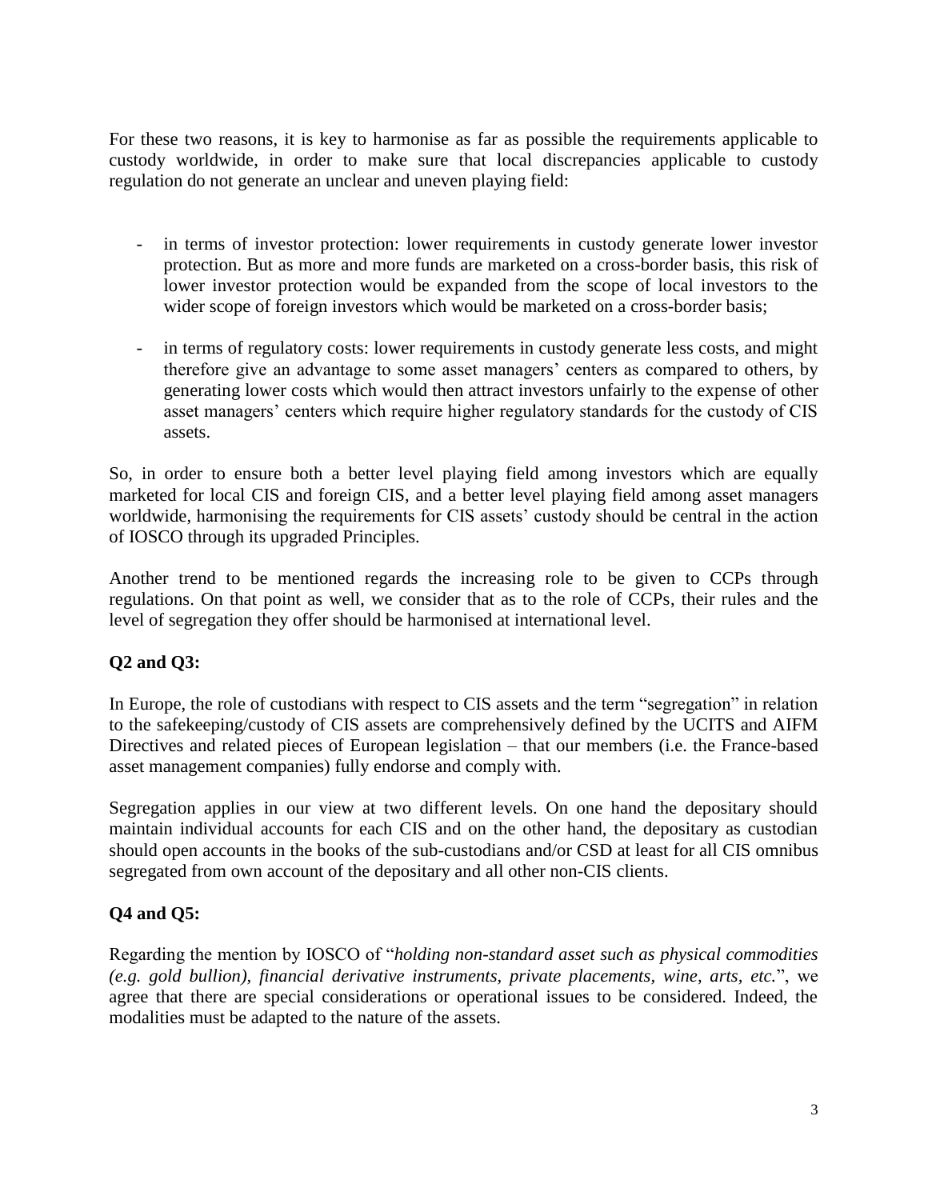For these two reasons, it is key to harmonise as far as possible the requirements applicable to custody worldwide, in order to make sure that local discrepancies applicable to custody regulation do not generate an unclear and uneven playing field:

- in terms of investor protection: lower requirements in custody generate lower investor protection. But as more and more funds are marketed on a cross-border basis, this risk of lower investor protection would be expanded from the scope of local investors to the wider scope of foreign investors which would be marketed on a cross-border basis;
- in terms of regulatory costs: lower requirements in custody generate less costs, and might therefore give an advantage to some asset managers' centers as compared to others, by generating lower costs which would then attract investors unfairly to the expense of other asset managers' centers which require higher regulatory standards for the custody of CIS assets.

So, in order to ensure both a better level playing field among investors which are equally marketed for local CIS and foreign CIS, and a better level playing field among asset managers worldwide, harmonising the requirements for CIS assets' custody should be central in the action of IOSCO through its upgraded Principles.

Another trend to be mentioned regards the increasing role to be given to CCPs through regulations. On that point as well, we consider that as to the role of CCPs, their rules and the level of segregation they offer should be harmonised at international level.

**Q2 and Q3:**

In Europe, the role of custodians with respect to CIS assets and the term "segregation" in relation to the safekeeping/custody of CIS assets are comprehensively defined by the UCITS and AIFM Directives and related pieces of European legislation – that our members (i.e. the France-based asset management companies) fully endorse and comply with.

Segregation applies in our view at two different levels. On one hand the depositary should maintain individual accounts for each CIS and on the other hand, the depositary as custodian should open accounts in the books of the sub-custodians and/or CSD at least for all CIS omnibus segregated from own account of the depositary and all other non-CIS clients.

**Q4 and Q5:**

Regarding the mention by IOSCO of "*holding non-standard asset such as physical commodities (e.g. gold bullion), financial derivative instruments, private placements, wine, arts, etc.*", we agree that there are special considerations or operational issues to be considered. Indeed, the modalities must be adapted to the nature of the assets.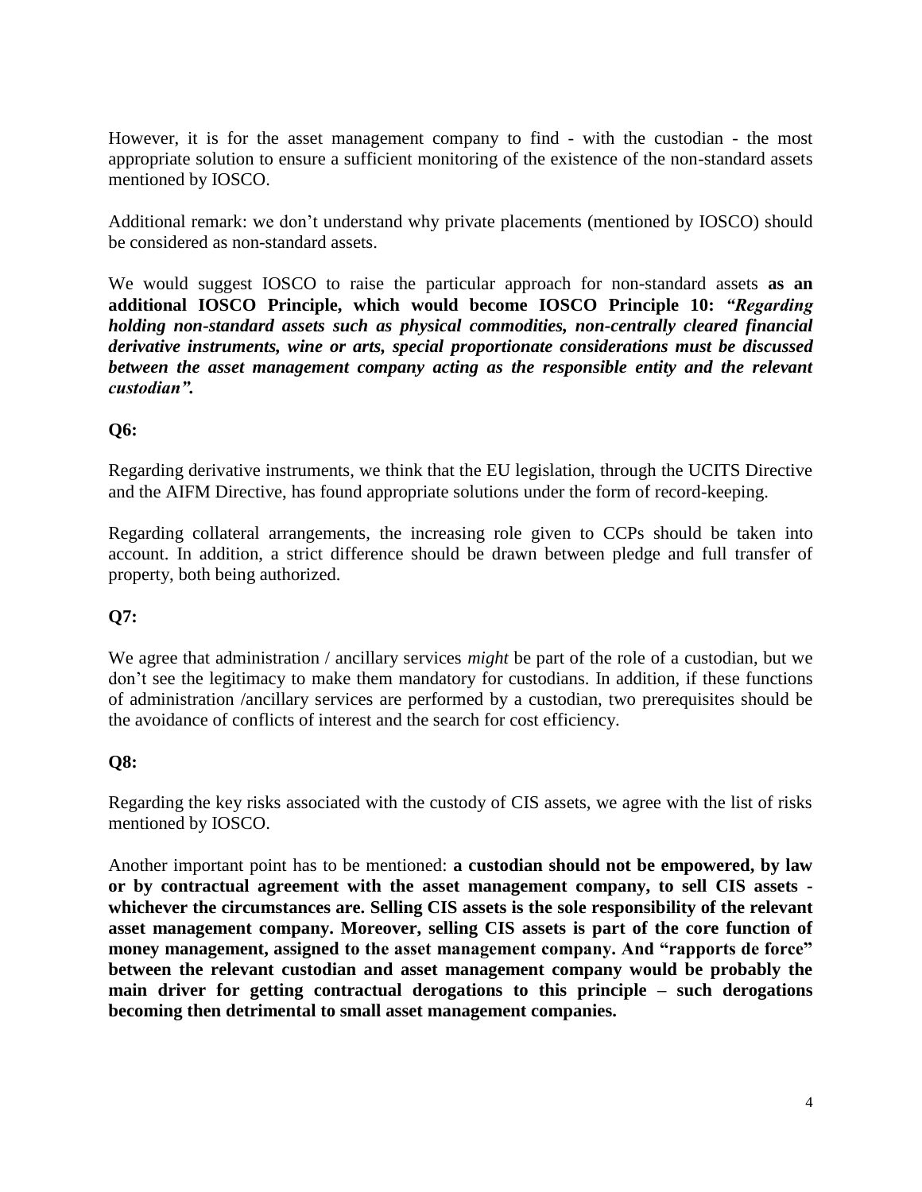However, it is for the asset management company to find - with the custodian - the most appropriate solution to ensure a sufficient monitoring of the existence of the non-standard assets mentioned by IOSCO.

Additional remark: we don't understand why private placements (mentioned by IOSCO) should be considered as non-standard assets.

We would suggest IOSCO to raise the particular approach for non-standard assets **as an additional IOSCO Principle, which would become IOSCO Principle 10:** ***"Regarding holding non-standard assets such as physical commodities, non-centrally cleared financial derivative instruments, wine or arts, special proportionate considerations must be discussed between the asset management company acting as the responsible entity and the relevant custodian".***

**Q6:**

Regarding derivative instruments, we think that the EU legislation, through the UCITS Directive and the AIFM Directive, has found appropriate solutions under the form of record-keeping.

Regarding collateral arrangements, the increasing role given to CCPs should be taken into account. In addition, a strict difference should be drawn between pledge and full transfer of property, both being authorized.

**Q7:**

We agree that administration / ancillary services *might* be part of the role of a custodian, but we don't see the legitimacy to make them mandatory for custodians. In addition, if these functions of administration /ancillary services are performed by a custodian, two prerequisites should be the avoidance of conflicts of interest and the search for cost efficiency.

**Q8:**

Regarding the key risks associated with the custody of CIS assets, we agree with the list of risks mentioned by IOSCO.

Another important point has to be mentioned: **a custodian should not be empowered, by law or by contractual agreement with the asset management company, to sell CIS assets - whichever the circumstances are. Selling CIS assets is the sole responsibility of the relevant asset management company. Moreover, selling CIS assets is part of the core function of money management, assigned to the asset management company. And "rapports de force" between the relevant custodian and asset management company would be probably the main driver for getting contractual derogations to this principle – such derogations becoming then detrimental to small asset management companies.**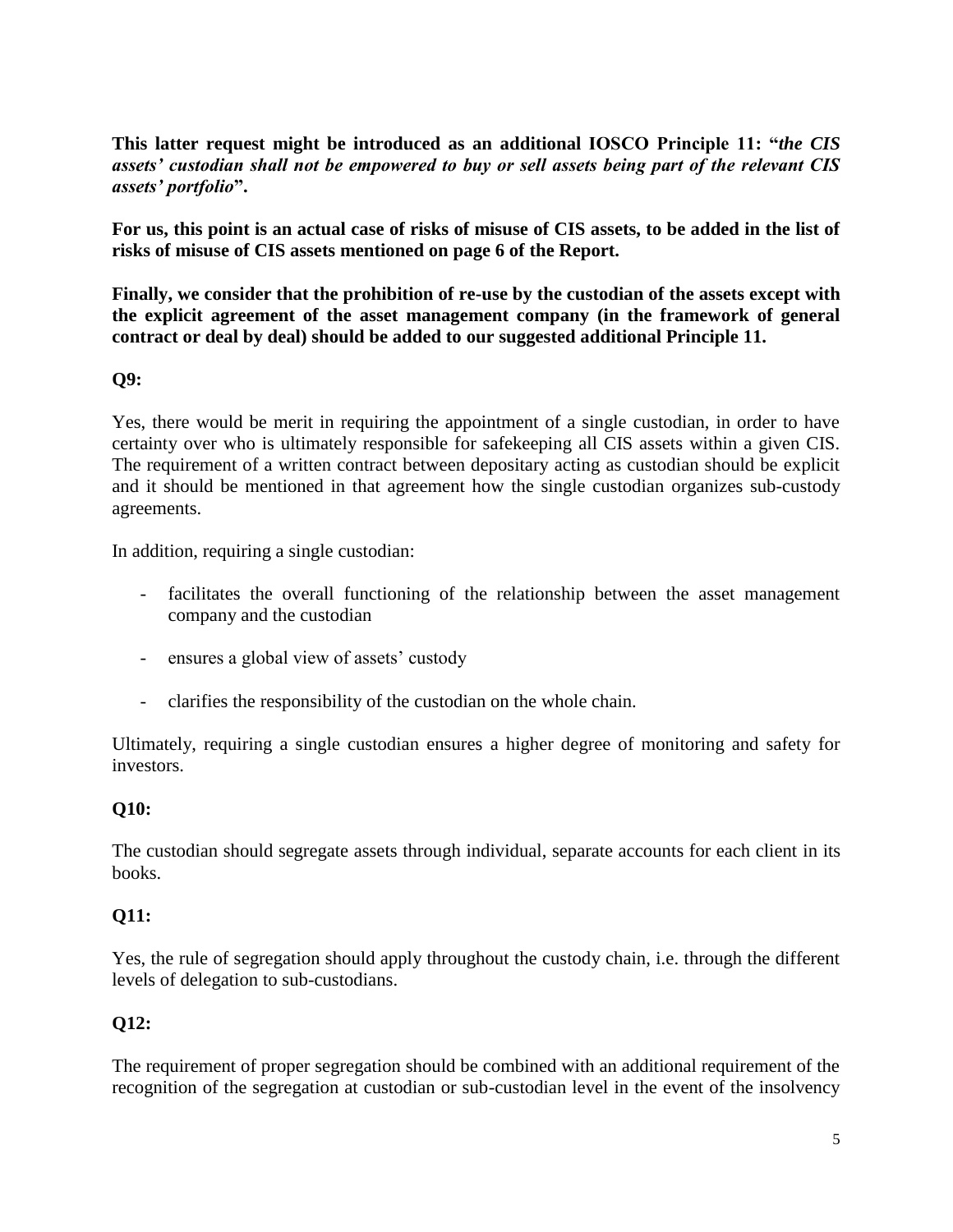**This latter request might be introduced as an additional IOSCO Principle 11: "*the CIS assets' custodian shall not be empowered to buy or sell assets being part of the relevant CIS assets' portfolio*".**

**For us, this point is an actual case of risks of misuse of CIS assets, to be added in the list of risks of misuse of CIS assets mentioned on page 6 of the Report.**

**Finally, we consider that the prohibition of re-use by the custodian of the assets except with the explicit agreement of the asset management company (in the framework of general contract or deal by deal) should be added to our suggested additional Principle 11.**

**Q9:**

Yes, there would be merit in requiring the appointment of a single custodian, in order to have certainty over who is ultimately responsible for safekeeping all CIS assets within a given CIS. The requirement of a written contract between depositary acting as custodian should be explicit and it should be mentioned in that agreement how the single custodian organizes sub-custody agreements.

In addition, requiring a single custodian:

- facilitates the overall functioning of the relationship between the asset management company and the custodian
- ensures a global view of assets' custody
- clarifies the responsibility of the custodian on the whole chain.

Ultimately, requiring a single custodian ensures a higher degree of monitoring and safety for investors.

**Q10:**

The custodian should segregate assets through individual, separate accounts for each client in its books.

**Q11:**

Yes, the rule of segregation should apply throughout the custody chain, i.e. through the different levels of delegation to sub-custodians.

**Q12:**

The requirement of proper segregation should be combined with an additional requirement of the recognition of the segregation at custodian or sub-custodian level in the event of the insolvency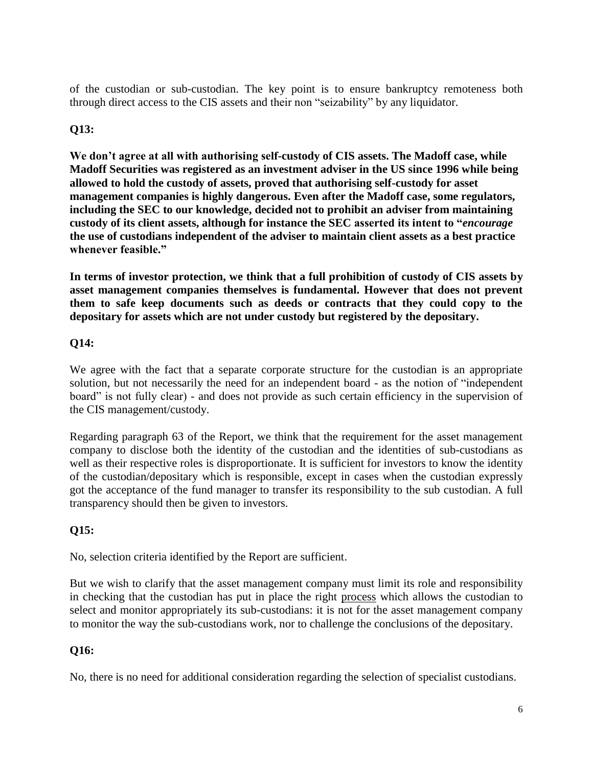of the custodian or sub-custodian. The key point is to ensure bankruptcy remoteness both through direct access to the CIS assets and their non "seizability" by any liquidator.

**Q13:**

**We don't agree at all with authorising self-custody of CIS assets. The Madoff case, while Madoff Securities was registered as an investment adviser in the US since 1996 while being allowed to hold the custody of assets, proved that authorising self-custody for asset management companies is highly dangerous. Even after the Madoff case, some regulators, including the SEC to our knowledge, decided not to prohibit an adviser from maintaining custody of its client assets, although for instance the SEC asserted its intent to "*encourage* the use of custodians independent of the adviser to maintain client assets as a best practice whenever feasible."**

**In terms of investor protection, we think that a full prohibition of custody of CIS assets by asset management companies themselves is fundamental. However that does not prevent them to safe keep documents such as deeds or contracts that they could copy to the depositary for assets which are not under custody but registered by the depositary.**

**Q14:**

We agree with the fact that a separate corporate structure for the custodian is an appropriate solution, but not necessarily the need for an independent board - as the notion of "independent board" is not fully clear) - and does not provide as such certain efficiency in the supervision of the CIS management/custody.

Regarding paragraph 63 of the Report, we think that the requirement for the asset management company to disclose both the identity of the custodian and the identities of sub-custodians as well as their respective roles is disproportionate. It is sufficient for investors to know the identity of the custodian/depositary which is responsible, except in cases when the custodian expressly got the acceptance of the fund manager to transfer its responsibility to the sub custodian. A full transparency should then be given to investors.

**Q15:**

No, selection criteria identified by the Report are sufficient.

But we wish to clarify that the asset management company must limit its role and responsibility in checking that the custodian has put in place the right process which allows the custodian to select and monitor appropriately its sub-custodians: it is not for the asset management company to monitor the way the sub-custodians work, nor to challenge the conclusions of the depositary.

**Q16:**

No, there is no need for additional consideration regarding the selection of specialist custodians.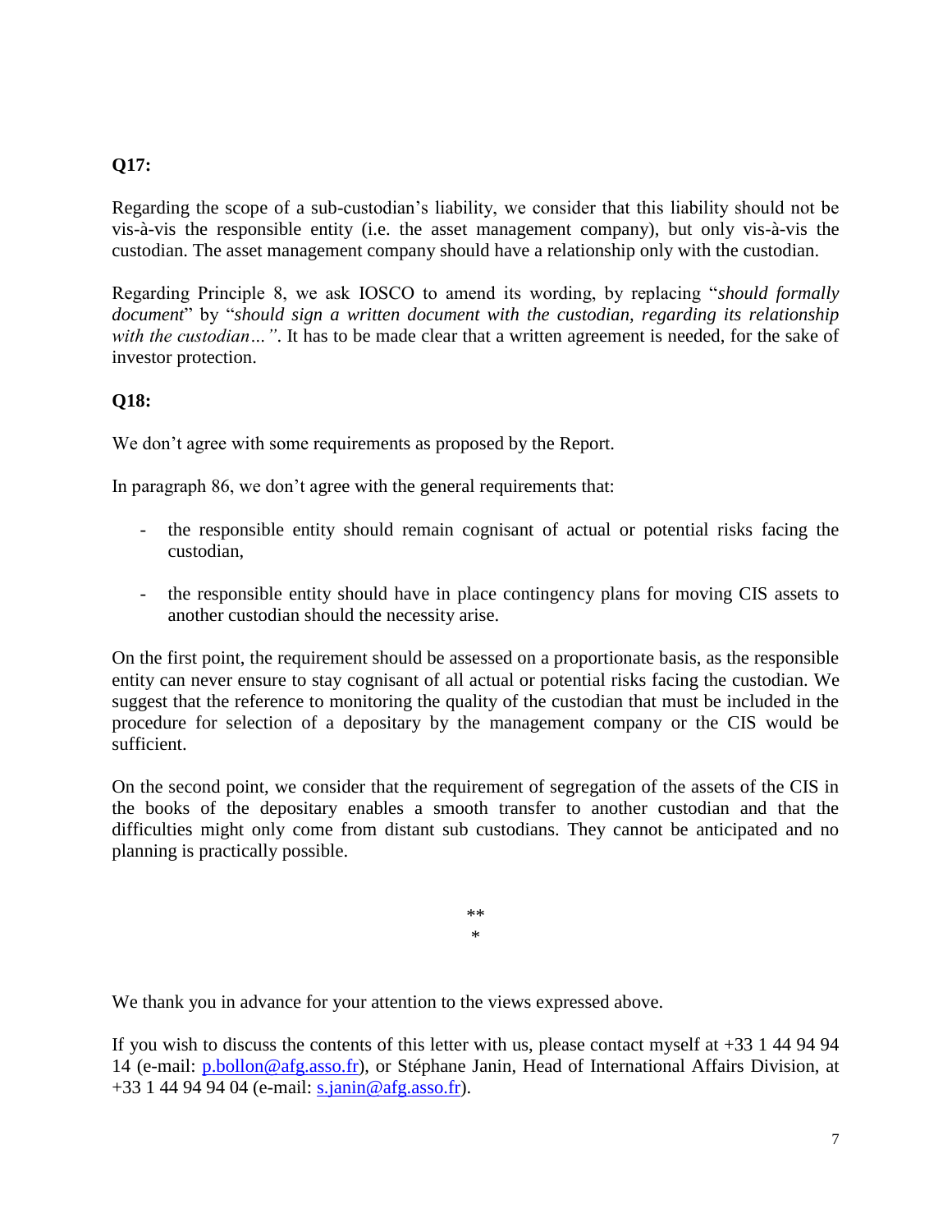**Q17:**

Regarding the scope of a sub-custodian's liability, we consider that this liability should not be vis-à-vis the responsible entity (i.e. the asset management company), but only vis-à-vis the custodian. The asset management company should have a relationship only with the custodian.

Regarding Principle 8, we ask IOSCO to amend its wording, by replacing "*should formally document*" by "*should sign a written document with the custodian, regarding its relationship with the custodian…"*. It has to be made clear that a written agreement is needed, for the sake of investor protection.

**Q18:**

We don't agree with some requirements as proposed by the Report.

In paragraph 86, we don't agree with the general requirements that:

- the responsible entity should remain cognisant of actual or potential risks facing the custodian,

- the responsible entity should have in place contingency plans for moving CIS assets to another custodian should the necessity arise.

On the first point, the requirement should be assessed on a proportionate basis, as the responsible entity can never ensure to stay cognisant of all actual or potential risks facing the custodian. We suggest that the reference to monitoring the quality of the custodian that must be included in the procedure for selection of a depositary by the management company or the CIS would be sufficient.

On the second point, we consider that the requirement of segregation of the assets of the CIS in the books of the depositary enables a smooth transfer to another custodian and that the difficulties might only come from distant sub custodians. They cannot be anticipated and no planning is practically possible.

**
*

We thank you in advance for your attention to the views expressed above.

If you wish to discuss the contents of this letter with us, please contact myself at +33 1 44 94 94 14 (e-mail: p.bollon@afg.asso.fr), or Stéphane Janin, Head of International Affairs Division, at +33 1 44 94 94 04 (e-mail: s.janin@afg.asso.fr).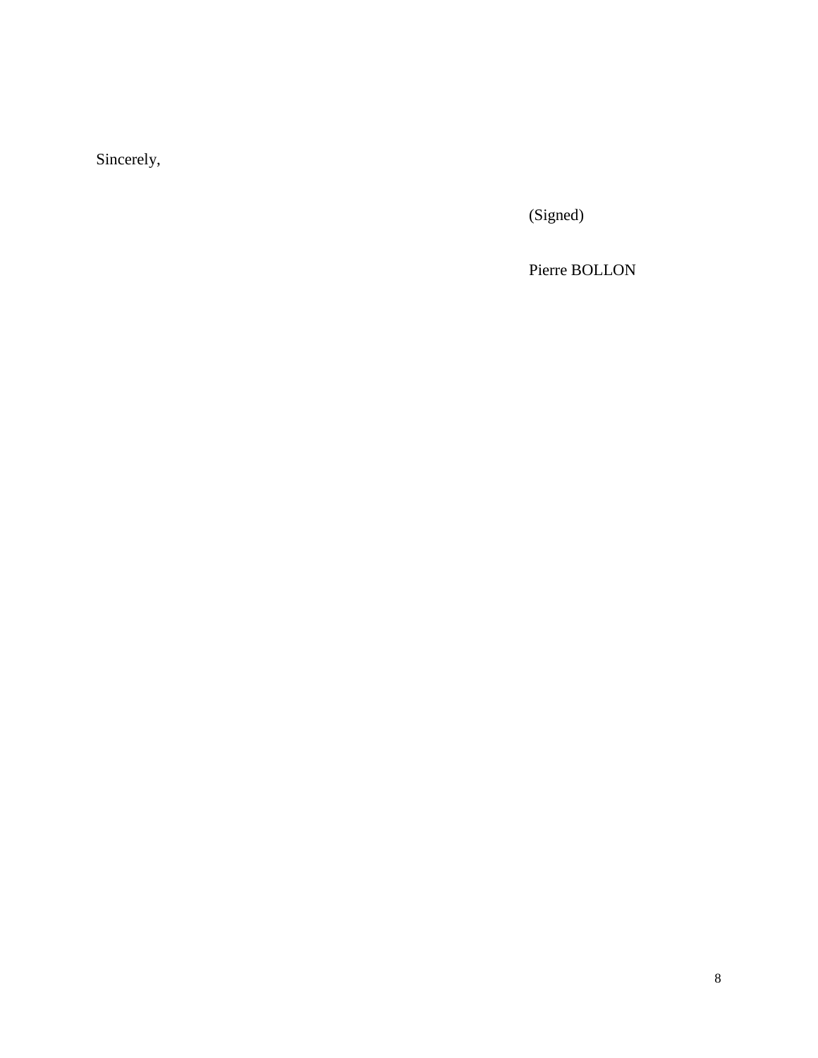Sincerely,

(Signed)

Pierre BOLLON